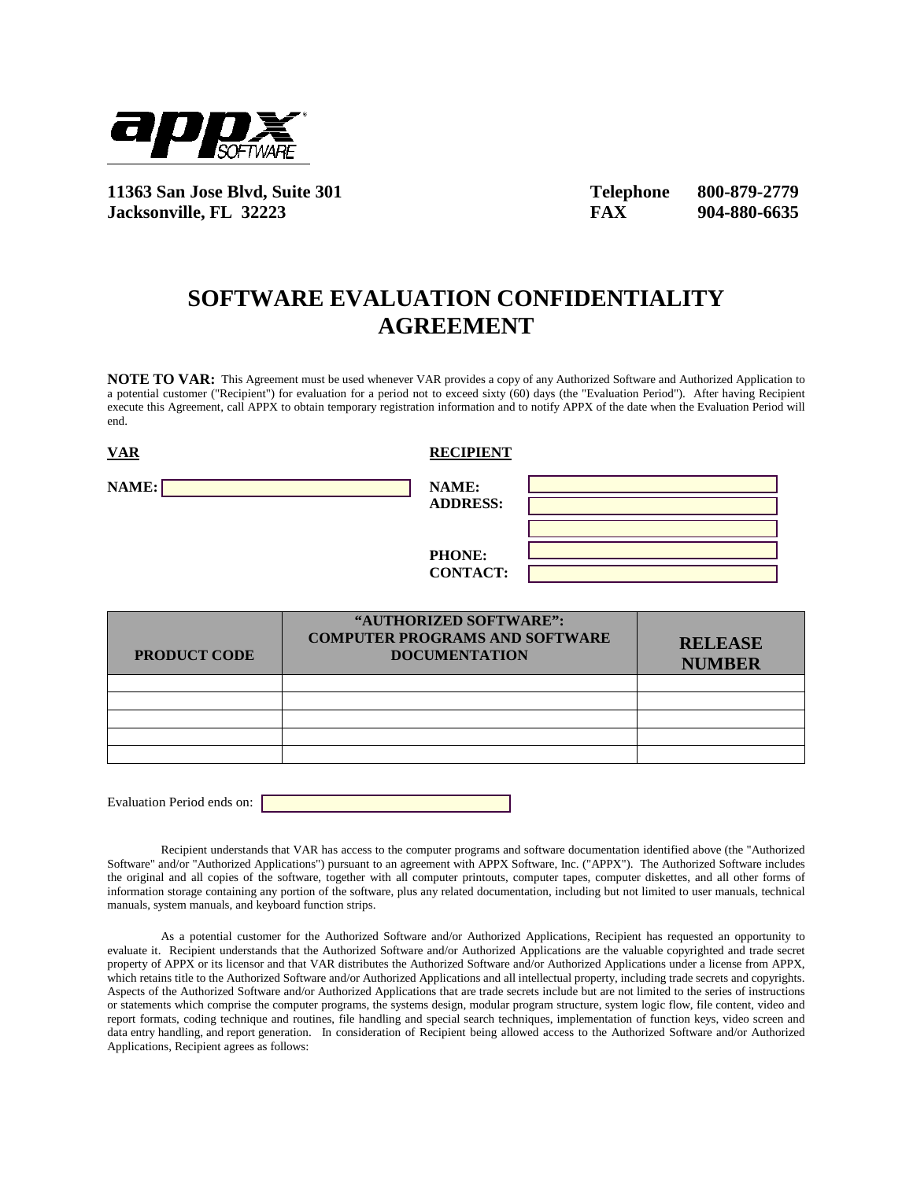appx SOFTWARE

**11363 San Jose Blvd, Suite 301**
**Jacksonville, FL 32223**

**Telephone 800-879-2779**
**FAX 904-880-6635**

# SOFTWARE EVALUATION CONFIDENTIALITY AGREEMENT

**NOTE TO VAR:** This Agreement must be used whenever VAR provides a copy of any Authorized Software and Authorized Application to a potential customer ("Recipient") for evaluation for a period not to exceed sixty (60) days (the "Evaluation Period"). After having Recipient execute this Agreement, call APPX to obtain temporary registration information and to notify APPX of the date when the Evaluation Period will end.

**VAR**

**NAME:** ____________________

**RECIPIENT**

**NAME:** ____________________
**ADDRESS:** ____________________
____________________
**PHONE:** ____________________
**CONTACT:** ____________________

| PRODUCT CODE | "AUTHORIZED SOFTWARE": COMPUTER PROGRAMS AND SOFTWARE DOCUMENTATION | RELEASE NUMBER |
|---|---|---|
| | | |
| | | |
| | | |
| | | |
| | | |

Evaluation Period ends on: ____________________

Recipient understands that VAR has access to the computer programs and software documentation identified above (the "Authorized Software" and/or "Authorized Applications") pursuant to an agreement with APPX Software, Inc. ("APPX"). The Authorized Software includes the original and all copies of the software, together with all computer printouts, computer tapes, computer diskettes, and all other forms of information storage containing any portion of the software, plus any related documentation, including but not limited to user manuals, technical manuals, system manuals, and keyboard function strips.

As a potential customer for the Authorized Software and/or Authorized Applications, Recipient has requested an opportunity to evaluate it. Recipient understands that the Authorized Software and/or Authorized Applications are the valuable copyrighted and trade secret property of APPX or its licensor and that VAR distributes the Authorized Software and/or Authorized Applications under a license from APPX, which retains title to the Authorized Software and/or Authorized Applications and all intellectual property, including trade secrets and copyrights. Aspects of the Authorized Software and/or Authorized Applications that are trade secrets include but are not limited to the series of instructions or statements which comprise the computer programs, the systems design, modular program structure, system logic flow, file content, video and report formats, coding technique and routines, file handling and special search techniques, implementation of function keys, video screen and data entry handling, and report generation. In consideration of Recipient being allowed access to the Authorized Software and/or Authorized Applications, Recipient agrees as follows: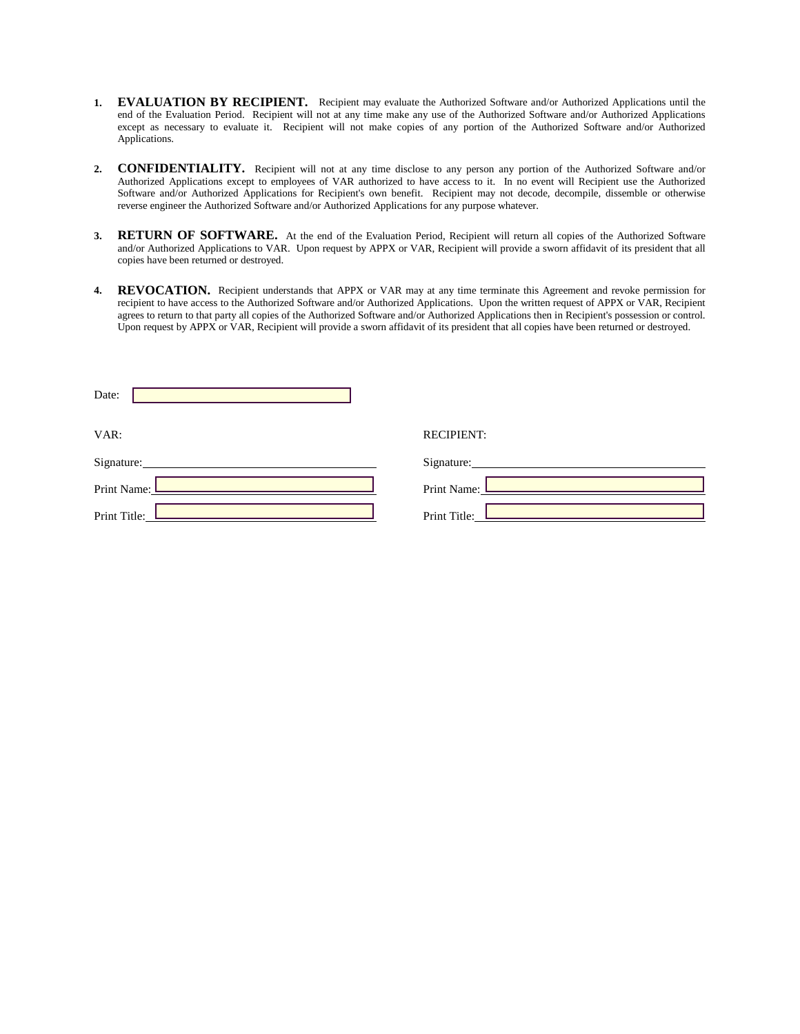1. **EVALUATION BY RECIPIENT.** Recipient may evaluate the Authorized Software and/or Authorized Applications until the end of the Evaluation Period. Recipient will not at any time make any use of the Authorized Software and/or Authorized Applications except as necessary to evaluate it. Recipient will not make copies of any portion of the Authorized Software and/or Authorized Applications.

2. **CONFIDENTIALITY.** Recipient will not at any time disclose to any person any portion of the Authorized Software and/or Authorized Applications except to employees of VAR authorized to have access to it. In no event will Recipient use the Authorized Software and/or Authorized Applications for Recipient's own benefit. Recipient may not decode, decompile, dissemble or otherwise reverse engineer the Authorized Software and/or Authorized Applications for any purpose whatever.

3. **RETURN OF SOFTWARE.** At the end of the Evaluation Period, Recipient will return all copies of the Authorized Software and/or Authorized Applications to VAR. Upon request by APPX or VAR, Recipient will provide a sworn affidavit of its president that all copies have been returned or destroyed.

4. **REVOCATION.** Recipient understands that APPX or VAR may at any time terminate this Agreement and revoke permission for recipient to have access to the Authorized Software and/or Authorized Applications. Upon the written request of APPX or VAR, Recipient agrees to return to that party all copies of the Authorized Software and/or Authorized Applications then in Recipient's possession or control. Upon request by APPX or VAR, Recipient will provide a sworn affidavit of its president that all copies have been returned or destroyed.

Date: ____________________

VAR:

Signature: ____________________

Print Name: ____________________

Print Title: ____________________

RECIPIENT:

Signature: ____________________

Print Name: ____________________

Print Title: ____________________